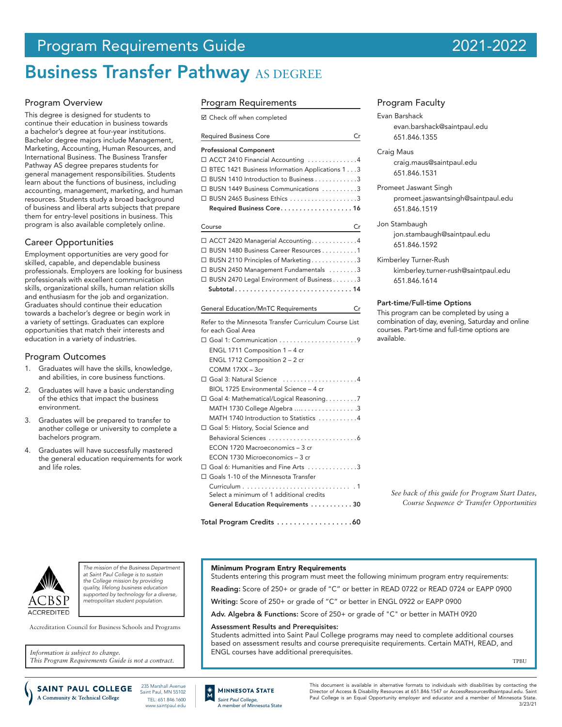# Program Requirements Guide 2021-2022

# Business Transfer Pathway AS DEGREE

## Program Overview

This degree is designed for students to continue their education in business towards a bachelor's degree at four-year institutions. Bachelor degree majors include Management, Marketing, Accounting, Human Resources, and International Business. The Business Transfer Pathway AS degree prepares students for general management responsibilities. Students learn about the functions of business, including accounting, management, marketing, and human resources. Students study a broad background of business and liberal arts subjects that prepare them for entry-level positions in business. This program is also available completely online.

## Career Opportunities

Employment opportunities are very good for skilled, capable, and dependable business professionals. Employers are looking for business professionals with excellent communication skills, organizational skills, human relation skills and enthusiasm for the job and organization. Graduates should continue their education towards a bachelor's degree or begin work in a variety of settings. Graduates can explore opportunities that match their interests and education in a variety of industries.

## Program Outcomes

1. Graduates will have the skills, knowledge, and abilities, in core business functions.
2. Graduates will have a basic understanding of the ethics that impact the business environment.
3. Graduates will be prepared to transfer to another college or university to complete a bachelors program.
4. Graduates will have successfully mastered the general education requirements for work and life roles.

## Program Requirements

☑ Check off when completed

| Required Business Core | Cr |
|---|---|
| **Professional Component** | |
| ☐ ACCT 2410 Financial Accounting | 4 |
| ☐ BTEC 1421 Business Information Applications 1 | 3 |
| ☐ BUSN 1410 Introduction to Business | 3 |
| ☐ BUSN 1449 Business Communications | 3 |
| ☐ BUSN 2465 Business Ethics | 3 |
| **Required Business Core** | **16** |

| Course | Cr |
|---|---|
| ☐ ACCT 2420 Managerial Accounting | 4 |
| ☐ BUSN 1480 Business Career Resources | 1 |
| ☐ BUSN 2110 Principles of Marketing | 3 |
| ☐ BUSN 2450 Management Fundamentals | 3 |
| ☐ BUSN 2470 Legal Environment of Business | 3 |
| **Subtotal** | **14** |

| General Education/MnTC Requirements | Cr |
|---|---|
| Refer to the Minnesota Transfer Curriculum Course List for each Goal Area | |
| ☐ Goal 1: Communication | 9 |
| ENGL 1711 Composition 1 – 4 cr | |
| ENGL 1712 Composition 2 – 2 cr | |
| COMM 17XX – 3cr | |
| ☐ Goal 3: Natural Science | 4 |
| BIOL 1725 Environmental Science – 4 cr | |
| ☐ Goal 4: Mathematical/Logical Reasoning | 7 |
| MATH 1730 College Algebra | 3 |
| MATH 1740 Introduction to Statistics | 4 |
| ☐ Goal 5: History, Social Science and Behavioral Sciences | 6 |
| ECON 1720 Macroeconomics – 3 cr | |
| ECON 1730 Microeconomics – 3 cr | |
| ☐ Goal 6: Humanities and Fine Arts | 3 |
| ☐ Goals 1-10 of the Minnesota Transfer Curriculum | 1 |
| Select a minimum of 1 additional credits | |
| **General Education Requirements** | **30** |

**Total Program Credits ..................60**

## Program Faculty

Evan Barshack
evan.barshack@saintpaul.edu
651.846.1355

Craig Maus
craig.maus@saintpaul.edu
651.846.1531

Promeet Jaswant Singh
promeet.jaswantsingh@saintpaul.edu
651.846.1519

Jon Stambaugh
jon.stambaugh@saintpaul.edu
651.846.1592

Kimberley Turner-Rush
kimberley.turner-rush@saintpaul.edu
651.846.1614

### Part-time/Full-time Options

This program can be completed by using a combination of day, evening, Saturday and online courses. Part-time and full-time options are available.

*See back of this guide for Program Start Dates, Course Sequence & Transfer Opportunities*

ACBSP ACCREDITED

*The mission of the Business Department at Saint Paul College is to sustain the College mission by providing quality, lifelong business education supported by technology for a diverse, metropolitan student population.*

Accreditation Council for Business Schools and Programs

*Information is subject to change.*
*This Program Requirements Guide is not a contract.*

### Minimum Program Entry Requirements

Students entering this program must meet the following minimum program entry requirements:

**Reading:** Score of 250+ or grade of "C" or better in READ 0722 or READ 0724 or EAPP 0900

**Writing:** Score of 250+ or grade of "C" or better in ENGL 0922 or EAPP 0900

**Adv. Algebra & Functions:** Score of 250+ or grade of "C" or better in MATH 0920

### Assessment Results and Prerequisites:

Students admitted into Saint Paul College programs may need to complete additional courses based on assessment results and course prerequisite requirements. Certain MATH, READ, and ENGL courses have additional prerequisites.

TPBU

SAINT PAUL COLLEGE A Community & Technical College — 235 Marshall Avenue, Saint Paul, MN 55102, TEL: 651.846.1600, www.saintpaul.edu

MINNESOTA STATE — Saint Paul College, A member of Minnesota State

This document is available in alternative formats to individuals with disabilities by contacting the Director of Access & Disability Resources at 651.846.1547 or AccessResources@saintpaul.edu. Saint Paul College is an Equal Opportunity employer and educator and a member of Minnesota State. 3/23/21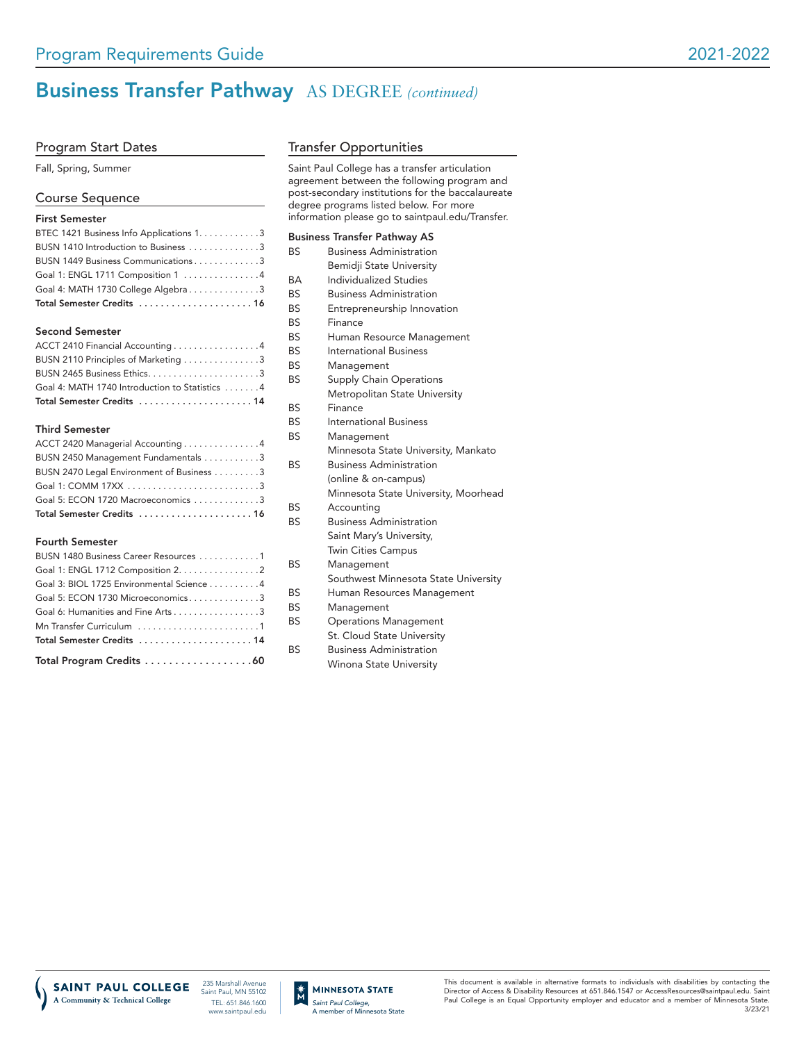# Business Transfer Pathway AS DEGREE *(continued)*

## Program Start Dates

Fall, Spring, Summer

## Course Sequence

### First Semester

| | |
|---|---|
| BTEC 1421 Business Info Applications 1 | 3 |
| BUSN 1410 Introduction to Business | 3 |
| BUSN 1449 Business Communications | 3 |
| Goal 1: ENGL 1711 Composition 1 | 4 |
| Goal 4: MATH 1730 College Algebra | 3 |
| **Total Semester Credits** | **16** |

### Second Semester

| | |
|---|---|
| ACCT 2410 Financial Accounting | 4 |
| BUSN 2110 Principles of Marketing | 3 |
| BUSN 2465 Business Ethics | 3 |
| Goal 4: MATH 1740 Introduction to Statistics | 4 |
| **Total Semester Credits** | **14** |

### Third Semester

| | |
|---|---|
| ACCT 2420 Managerial Accounting | 4 |
| BUSN 2450 Management Fundamentals | 3 |
| BUSN 2470 Legal Environment of Business | 3 |
| Goal 1: COMM 17XX | 3 |
| Goal 5: ECON 1720 Macroeconomics | 3 |
| **Total Semester Credits** | **16** |

### Fourth Semester

| | |
|---|---|
| BUSN 1480 Business Career Resources | 1 |
| Goal 1: ENGL 1712 Composition 2 | 2 |
| Goal 3: BIOL 1725 Environmental Science | 4 |
| Goal 5: ECON 1730 Microeconomics | 3 |
| Goal 6: Humanities and Fine Arts | 3 |
| Mn Transfer Curriculum | 1 |
| **Total Semester Credits** | **14** |

**Total Program Credits ..................60**

## Transfer Opportunities

Saint Paul College has a transfer articulation agreement between the following program and post-secondary institutions for the baccalaureate degree programs listed below. For more information please go to saintpaul.edu/Transfer.

**Business Transfer Pathway AS**

BS Business Administration
Bemidji State University

BA Individualized Studies
BS Business Administration
BS Entrepreneurship Innovation
BS Finance
BS Human Resource Management
BS International Business
BS Management
BS Supply Chain Operations
Metropolitan State University

BS Finance
BS International Business
BS Management
Minnesota State University, Mankato

BS Business Administration (online & on-campus)
Minnesota State University, Moorhead

BS Accounting
BS Business Administration
Saint Mary's University, Twin Cities Campus

BS Management
Southwest Minnesota State University

BS Human Resources Management
BS Management
BS Operations Management
St. Cloud State University

BS Business Administration
Winona State University

SAINT PAUL COLLEGE
A Community & Technical College
235 Marshall Avenue
Saint Paul, MN 55102
TEL: 651.846.1600
www.saintpaul.edu

MINNESOTA STATE
Saint Paul College, A member of Minnesota State

This document is available in alternative formats to individuals with disabilities by contacting the Director of Access & Disability Resources at 651.846.1547 or AccessResources@saintpaul.edu. Saint Paul College is an Equal Opportunity employer and educator and a member of Minnesota State.
3/23/21